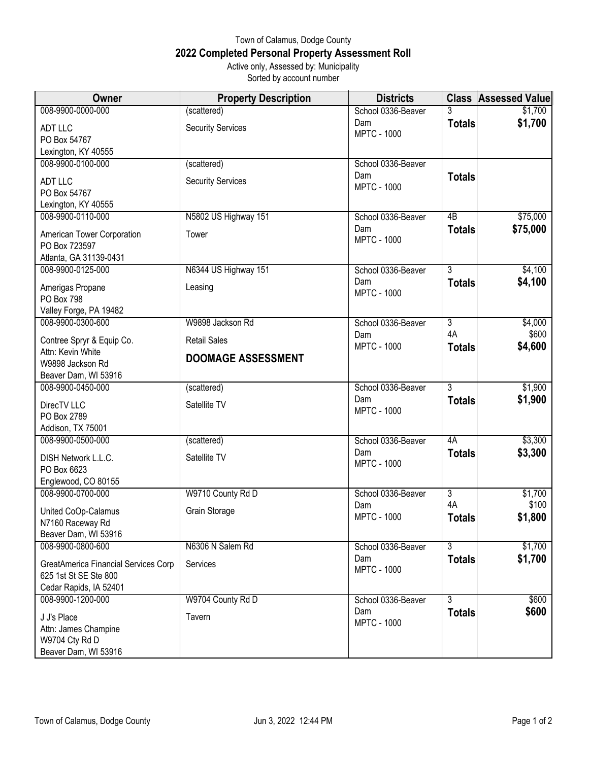Town of Calamus, Dodge County

# 2022 Completed Personal Property Assessment Roll

Active only, Assessed by: Municipality
Sorted by account number

| Owner | Property Description | Districts | Class | Assessed Value |
|---|---|---|---|---|
| 008-9900-0000-000<br>ADT LLC<br>PO Box 54767<br>Lexington, KY 40555 | (scattered)<br>Security Services | School 0336-Beaver Dam<br>MPTC - 1000 | 3<br>**Totals** | $1,700<br>**$1,700** |
| 008-9900-0100-000<br>ADT LLC<br>PO Box 54767<br>Lexington, KY 40555 | (scattered)<br>Security Services | School 0336-Beaver Dam<br>MPTC - 1000 | **Totals** | |
| 008-9900-0110-000<br>American Tower Corporation<br>PO Box 723597<br>Atlanta, GA 31139-0431 | N5802 US Highway 151<br>Tower | School 0336-Beaver Dam<br>MPTC - 1000 | 4B<br>**Totals** | $75,000<br>**$75,000** |
| 008-9900-0125-000<br>Amerigas Propane<br>PO Box 798<br>Valley Forge, PA 19482 | N6344 US Highway 151<br>Leasing | School 0336-Beaver Dam<br>MPTC - 1000 | 3<br>**Totals** | $4,100<br>**$4,100** |
| 008-9900-0300-600<br>Contree Spryr & Equip Co.<br>Attn: Kevin White<br>W9898 Jackson Rd<br>Beaver Dam, WI 53916 | W9898 Jackson Rd<br>Retail Sales<br>**DOOMAGE ASSESSMENT** | School 0336-Beaver Dam<br>MPTC - 1000 | 3<br>4A<br>**Totals** | $4,000<br>$600<br>**$4,600** |
| 008-9900-0450-000<br>DirecTV LLC<br>PO Box 2789<br>Addison, TX 75001 | (scattered)<br>Satellite TV | School 0336-Beaver Dam<br>MPTC - 1000 | 3<br>**Totals** | $1,900<br>**$1,900** |
| 008-9900-0500-000<br>DISH Network L.L.C.<br>PO Box 6623<br>Englewood, CO 80155 | (scattered)<br>Satellite TV | School 0336-Beaver Dam<br>MPTC - 1000 | 4A<br>**Totals** | $3,300<br>**$3,300** |
| 008-9900-0700-000<br>United CoOp-Calamus<br>N7160 Raceway Rd<br>Beaver Dam, WI 53916 | W9710 County Rd D<br>Grain Storage | School 0336-Beaver Dam<br>MPTC - 1000 | 3<br>4A<br>**Totals** | $1,700<br>$100<br>**$1,800** |
| 008-9900-0800-600<br>GreatAmerica Financial Services Corp<br>625 1st St SE Ste 800<br>Cedar Rapids, IA 52401 | N6306 N Salem Rd<br>Services | School 0336-Beaver Dam<br>MPTC - 1000 | 3<br>**Totals** | $1,700<br>**$1,700** |
| 008-9900-1200-000<br>J J's Place<br>Attn: James Champine<br>W9704 Cty Rd D<br>Beaver Dam, WI 53916 | W9704 County Rd D<br>Tavern | School 0336-Beaver Dam<br>MPTC - 1000 | 3<br>**Totals** | $600<br>**$600** |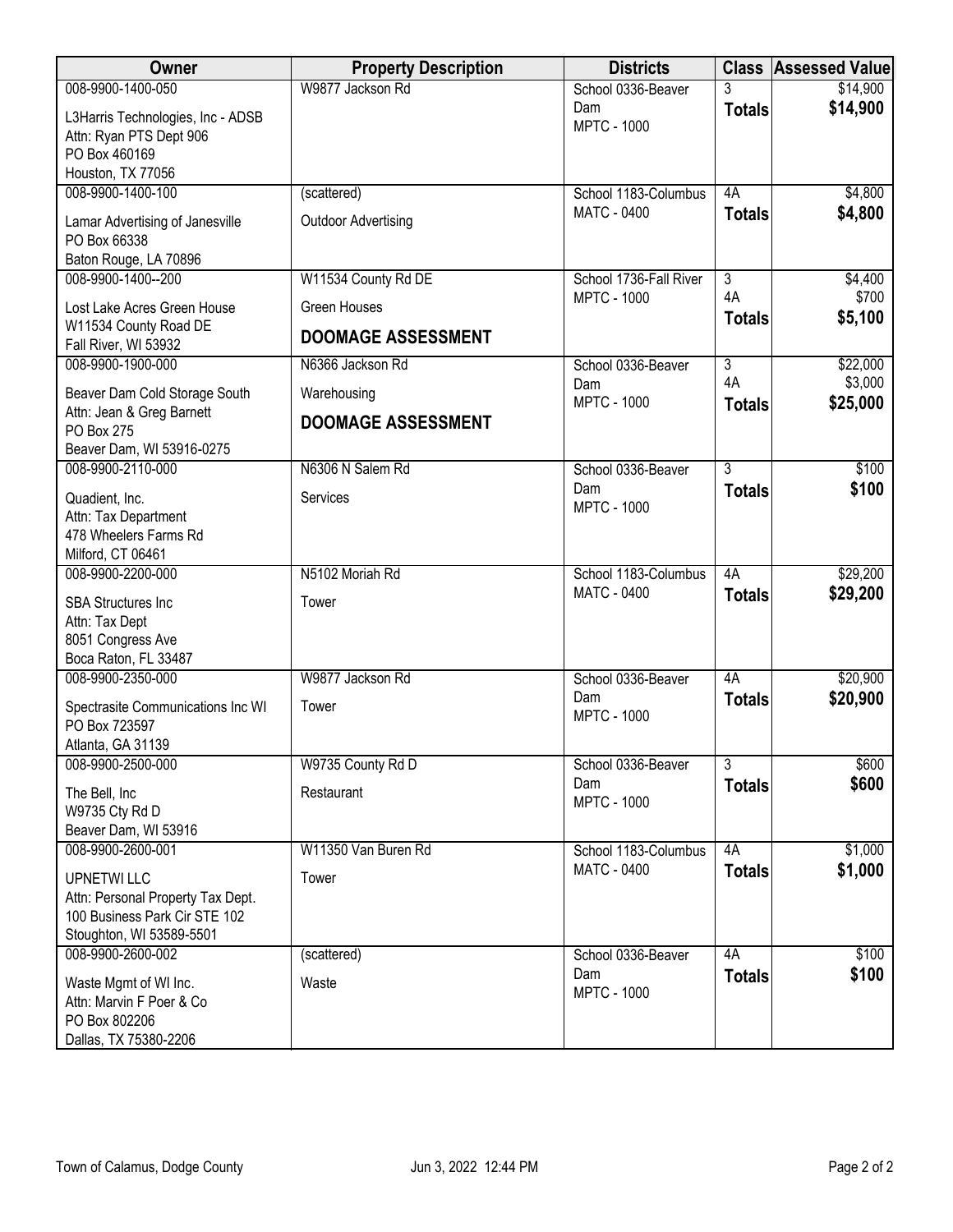| Owner | Property Description | Districts | Class | Assessed Value |
|---|---|---|---|---|
| 008-9900-1400-050<br>L3Harris Technologies, Inc - ADSB<br>Attn: Ryan PTS Dept 906<br>PO Box 460169<br>Houston, TX 77056 | W9877 Jackson Rd | School 0336-Beaver Dam<br>MPTC - 1000 | 3<br>**Totals** | $14,900<br>**$14,900** |
| 008-9900-1400-100<br>Lamar Advertising of Janesville<br>PO Box 66338<br>Baton Rouge, LA 70896 | (scattered)<br>Outdoor Advertising | School 1183-Columbus<br>MATC - 0400 | 4A<br>**Totals** | $4,800<br>**$4,800** |
| 008-9900-1400--200<br>Lost Lake Acres Green House<br>W11534 County Road DE<br>Fall River, WI 53932 | W11534 County Rd DE<br>Green Houses<br>**DOOMAGE ASSESSMENT** | School 1736-Fall River<br>MPTC - 1000 | 3<br>4A<br>**Totals** | $4,400<br>$700<br>**$5,100** |
| 008-9900-1900-000<br>Beaver Dam Cold Storage South<br>Attn: Jean & Greg Barnett<br>PO Box 275<br>Beaver Dam, WI 53916-0275 | N6366 Jackson Rd<br>Warehousing<br>**DOOMAGE ASSESSMENT** | School 0336-Beaver Dam<br>MPTC - 1000 | 3<br>4A<br>**Totals** | $22,000<br>$3,000<br>**$25,000** |
| 008-9900-2110-000<br>Quadient, Inc.<br>Attn: Tax Department<br>478 Wheelers Farms Rd<br>Milford, CT 06461 | N6306 N Salem Rd<br>Services | School 0336-Beaver Dam<br>MPTC - 1000 | 3<br>**Totals** | $100<br>**$100** |
| 008-9900-2200-000<br>SBA Structures Inc<br>Attn: Tax Dept<br>8051 Congress Ave<br>Boca Raton, FL 33487 | N5102 Moriah Rd<br>Tower | School 1183-Columbus<br>MATC - 0400 | 4A<br>**Totals** | $29,200<br>**$29,200** |
| 008-9900-2350-000<br>Spectrasite Communications Inc WI<br>PO Box 723597<br>Atlanta, GA 31139 | W9877 Jackson Rd<br>Tower | School 0336-Beaver Dam<br>MPTC - 1000 | 4A<br>**Totals** | $20,900<br>**$20,900** |
| 008-9900-2500-000<br>The Bell, Inc<br>W9735 Cty Rd D<br>Beaver Dam, WI 53916 | W9735 County Rd D<br>Restaurant | School 0336-Beaver Dam<br>MPTC - 1000 | 3<br>**Totals** | $600<br>**$600** |
| 008-9900-2600-001<br>UPNETWI LLC<br>Attn: Personal Property Tax Dept.<br>100 Business Park Cir STE 102<br>Stoughton, WI 53589-5501 | W11350 Van Buren Rd<br>Tower | School 1183-Columbus<br>MATC - 0400 | 4A<br>**Totals** | $1,000<br>**$1,000** |
| 008-9900-2600-002<br>Waste Mgmt of WI Inc.<br>Attn: Marvin F Poer & Co<br>PO Box 802206<br>Dallas, TX 75380-2206 | (scattered)<br>Waste | School 0336-Beaver Dam<br>MPTC - 1000 | 4A<br>**Totals** | $100<br>**$100** |

Town of Calamus, Dodge County — Jun 3, 2022 12:44 PM